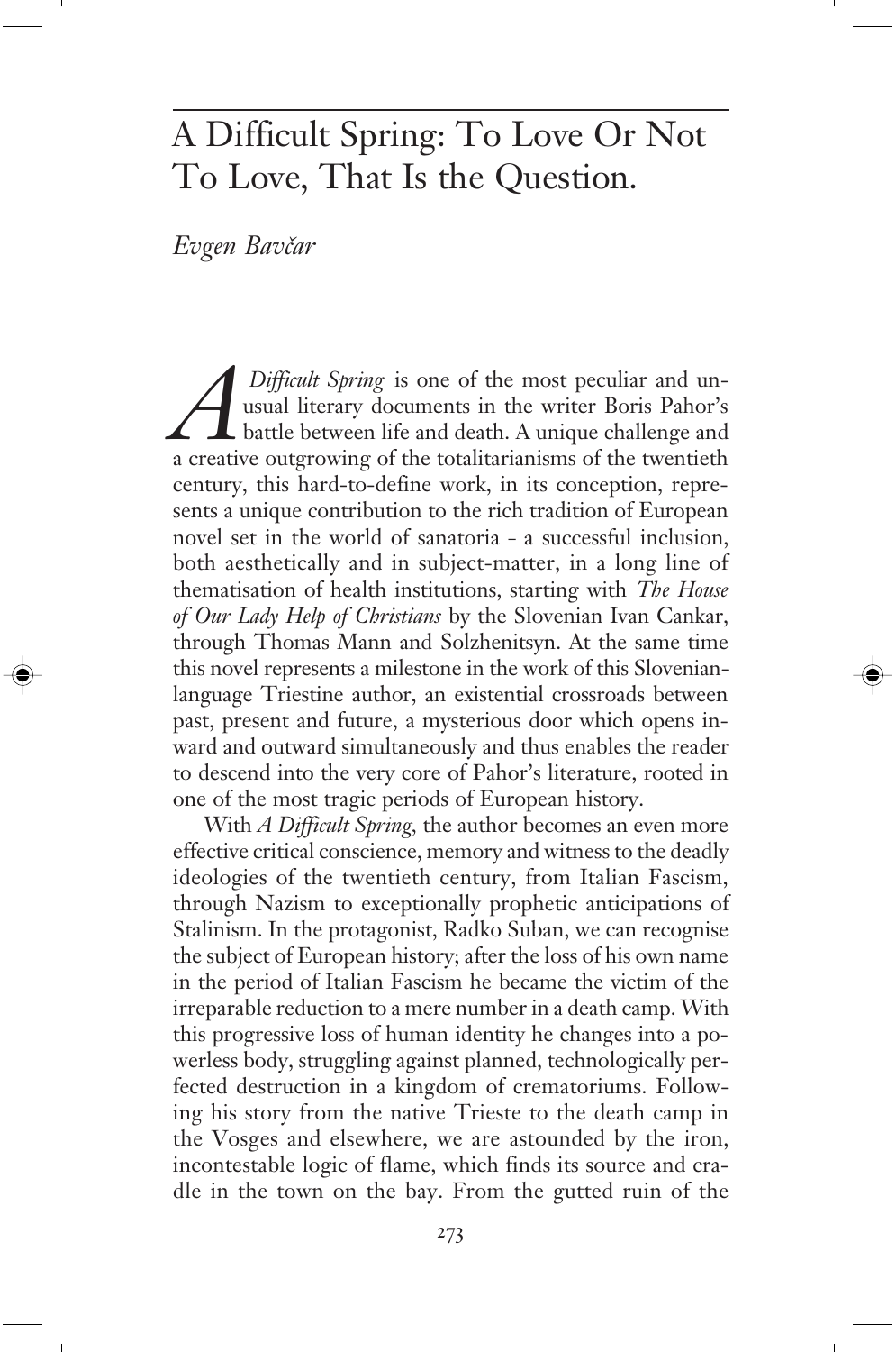# A Difficult Spring: To Love Or Not To Love, That Is the Question.

*Evgen Bavčar*

*A Difficult Spring* is one of the most peculiar and unusual literary documents in the writer Boris Pahor's battle between life and death. A unique challenge and a creative outgrowing of the totalitarianisms of the twentieth century, this hard-to-define work, in its conception, represents a unique contribution to the rich tradition of European novel set in the world of sanatoria - a successful inclusion, both aesthetically and in subject-matter, in a long line of thematisation of health institutions, starting with *The House of Our Lady Help of Christians* by the Slovenian Ivan Cankar, through Thomas Mann and Solzhenitsyn. At the same time this novel represents a milestone in the work of this Slovenian-language Triestine author, an existential crossroads between past, present and future, a mysterious door which opens inward and outward simultaneously and thus enables the reader to descend into the very core of Pahor's literature, rooted in one of the most tragic periods of European history.

With *A Difficult Spring*, the author becomes an even more effective critical conscience, memory and witness to the deadly ideologies of the twentieth century, from Italian Fascism, through Nazism to exceptionally prophetic anticipations of Stalinism. In the protagonist, Radko Suban, we can recognise the subject of European history; after the loss of his own name in the period of Italian Fascism he became the victim of the irreparable reduction to a mere number in a death camp. With this progressive loss of human identity he changes into a powerless body, struggling against planned, technologically perfected destruction in a kingdom of crematoriums. Following his story from the native Trieste to the death camp in the Vosges and elsewhere, we are astounded by the iron, incontestable logic of flame, which finds its source and cradle in the town on the bay. From the gutted ruin of the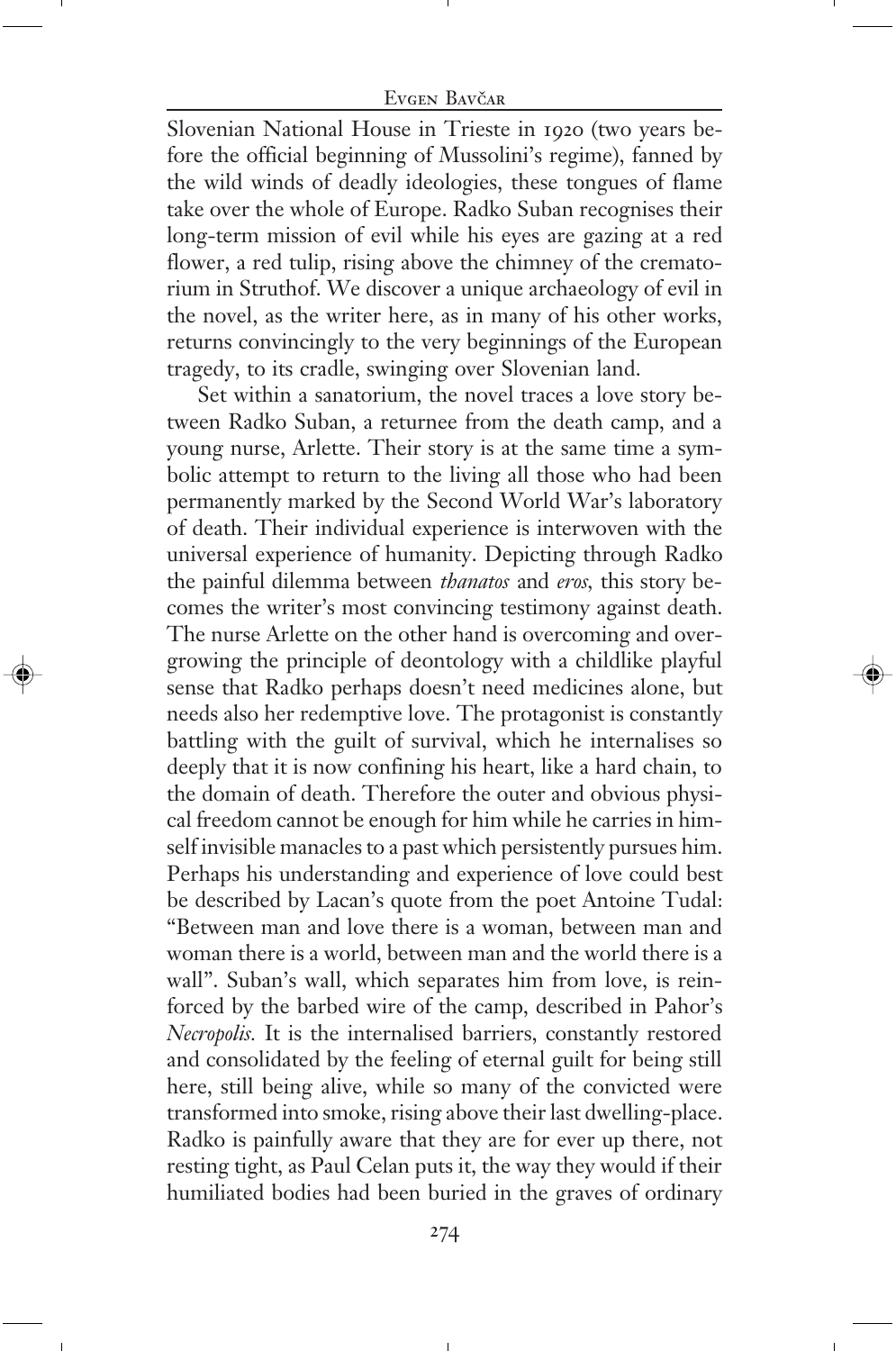Slovenian National House in Trieste in 1920 (two years before the official beginning of Mussolini's regime), fanned by the wild winds of deadly ideologies, these tongues of flame take over the whole of Europe. Radko Suban recognises their long-term mission of evil while his eyes are gazing at a red flower, a red tulip, rising above the chimney of the crematorium in Struthof. We discover a unique archaeology of evil in the novel, as the writer here, as in many of his other works, returns convincingly to the very beginnings of the European tragedy, to its cradle, swinging over Slovenian land.

Set within a sanatorium, the novel traces a love story between Radko Suban, a returnee from the death camp, and a young nurse, Arlette. Their story is at the same time a symbolic attempt to return to the living all those who had been permanently marked by the Second World War's laboratory of death. Their individual experience is interwoven with the universal experience of humanity. Depicting through Radko the painful dilemma between *thanatos* and *eros*, this story becomes the writer's most convincing testimony against death. The nurse Arlette on the other hand is overcoming and overgrowing the principle of deontology with a childlike playful sense that Radko perhaps doesn't need medicines alone, but needs also her redemptive love. The protagonist is constantly battling with the guilt of survival, which he internalises so deeply that it is now confining his heart, like a hard chain, to the domain of death. Therefore the outer and obvious physical freedom cannot be enough for him while he carries in himself invisible manacles to a past which persistently pursues him. Perhaps his understanding and experience of love could best be described by Lacan's quote from the poet Antoine Tudal: "Between man and love there is a woman, between man and woman there is a world, between man and the world there is a wall". Suban's wall, which separates him from love, is reinforced by the barbed wire of the camp, described in Pahor's *Necropolis*. It is the internalised barriers, constantly restored and consolidated by the feeling of eternal guilt for being still here, still being alive, while so many of the convicted were transformed into smoke, rising above their last dwelling-place. Radko is painfully aware that they are for ever up there, not resting tight, as Paul Celan puts it, the way they would if their humiliated bodies had been buried in the graves of ordinary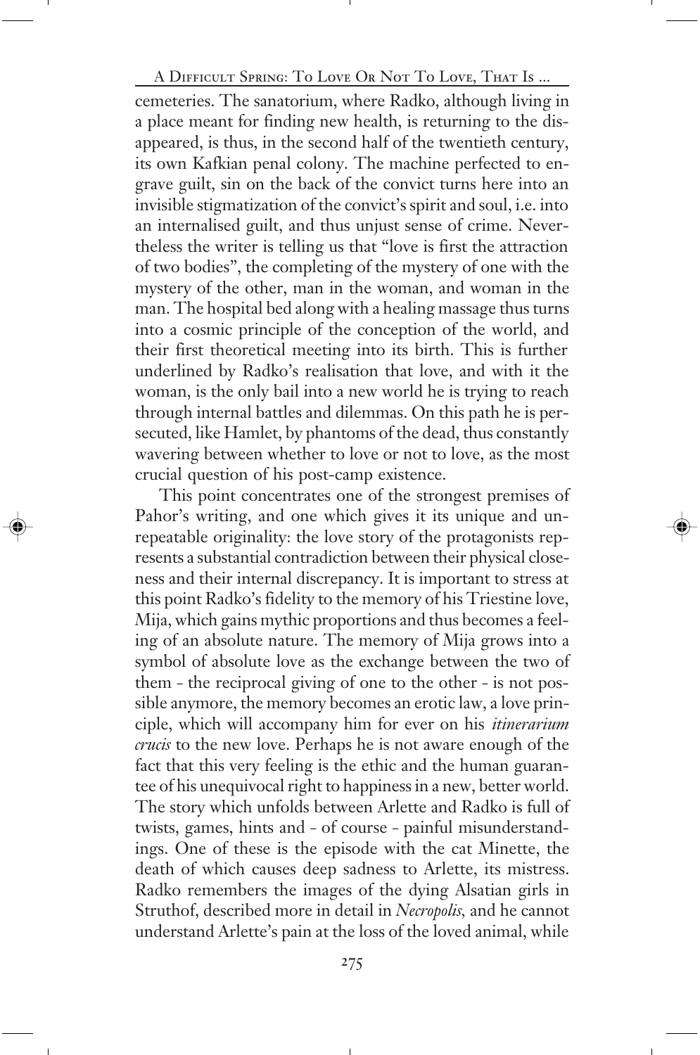cemeteries. The sanatorium, where Radko, although living in a place meant for finding new health, is returning to the disappeared, is thus, in the second half of the twentieth century, its own Kafkian penal colony. The machine perfected to engrave guilt, sin on the back of the convict turns here into an invisible stigmatization of the convict's spirit and soul, i.e. into an internalised guilt, and thus unjust sense of crime. Nevertheless the writer is telling us that "love is first the attraction of two bodies", the completing of the mystery of one with the mystery of the other, man in the woman, and woman in the man. The hospital bed along with a healing massage thus turns into a cosmic principle of the conception of the world, and their first theoretical meeting into its birth. This is further underlined by Radko's realisation that love, and with it the woman, is the only bail into a new world he is trying to reach through internal battles and dilemmas. On this path he is persecuted, like Hamlet, by phantoms of the dead, thus constantly wavering between whether to love or not to love, as the most crucial question of his post-camp existence.

This point concentrates one of the strongest premises of Pahor's writing, and one which gives it its unique and unrepeatable originality: the love story of the protagonists represents a substantial contradiction between their physical closeness and their internal discrepancy. It is important to stress at this point Radko's fidelity to the memory of his Triestine love, Mija, which gains mythic proportions and thus becomes a feeling of an absolute nature. The memory of Mija grows into a symbol of absolute love as the exchange between the two of them - the reciprocal giving of one to the other - is not possible anymore, the memory becomes an erotic law, a love principle, which will accompany him for ever on his *itinerarium crucis* to the new love. Perhaps he is not aware enough of the fact that this very feeling is the ethic and the human guarantee of his unequivocal right to happiness in a new, better world. The story which unfolds between Arlette and Radko is full of twists, games, hints and - of course - painful misunderstandings. One of these is the episode with the cat Minette, the death of which causes deep sadness to Arlette, its mistress. Radko remembers the images of the dying Alsatian girls in Struthof, described more in detail in *Necropolis*, and he cannot understand Arlette's pain at the loss of the loved animal, while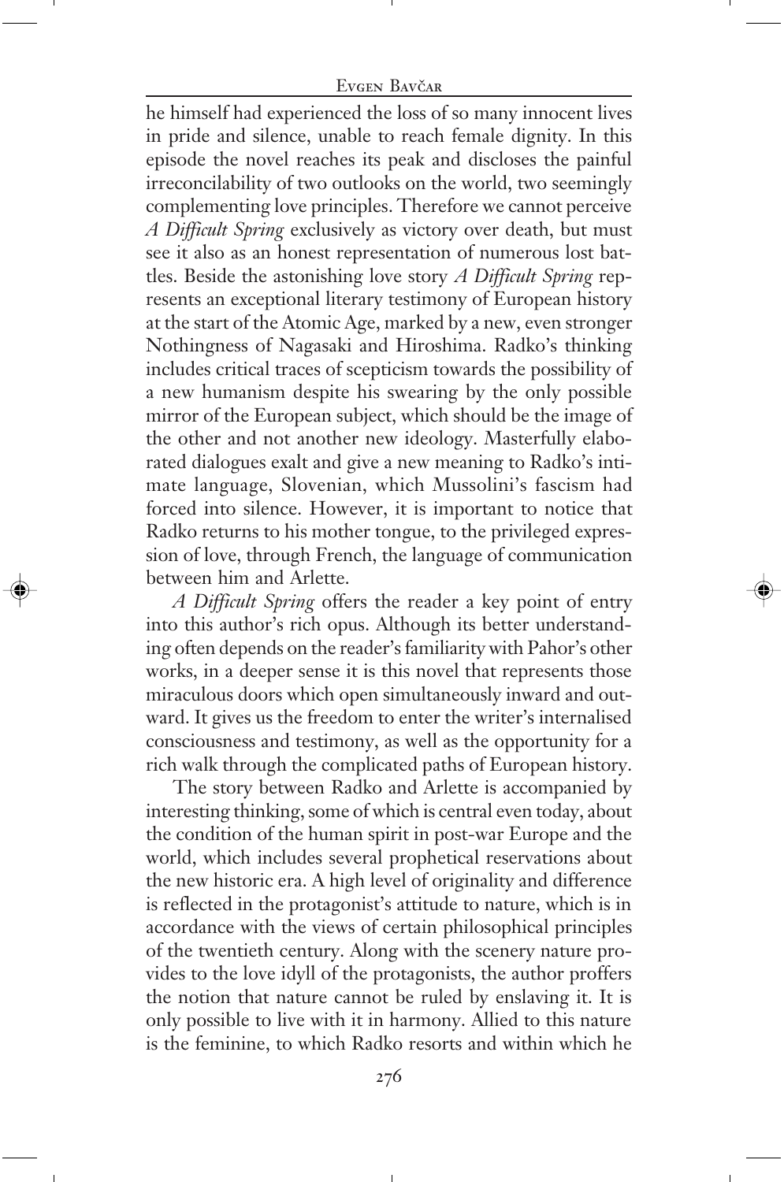he himself had experienced the loss of so many innocent lives in pride and silence, unable to reach female dignity. In this episode the novel reaches its peak and discloses the painful irreconcilability of two outlooks on the world, two seemingly complementing love principles. Therefore we cannot perceive *A Difficult Spring* exclusively as victory over death, but must see it also as an honest representation of numerous lost battles. Beside the astonishing love story *A Difficult Spring* represents an exceptional literary testimony of European history at the start of the Atomic Age, marked by a new, even stronger Nothingness of Nagasaki and Hiroshima. Radko's thinking includes critical traces of scepticism towards the possibility of a new humanism despite his swearing by the only possible mirror of the European subject, which should be the image of the other and not another new ideology. Masterfully elaborated dialogues exalt and give a new meaning to Radko's intimate language, Slovenian, which Mussolini's fascism had forced into silence. However, it is important to notice that Radko returns to his mother tongue, to the privileged expression of love, through French, the language of communication between him and Arlette.

*A Difficult Spring* offers the reader a key point of entry into this author's rich opus. Although its better understanding often depends on the reader's familiarity with Pahor's other works, in a deeper sense it is this novel that represents those miraculous doors which open simultaneously inward and outward. It gives us the freedom to enter the writer's internalised consciousness and testimony, as well as the opportunity for a rich walk through the complicated paths of European history.

The story between Radko and Arlette is accompanied by interesting thinking, some of which is central even today, about the condition of the human spirit in post-war Europe and the world, which includes several prophetical reservations about the new historic era. A high level of originality and difference is reflected in the protagonist's attitude to nature, which is in accordance with the views of certain philosophical principles of the twentieth century. Along with the scenery nature provides to the love idyll of the protagonists, the author proffers the notion that nature cannot be ruled by enslaving it. It is only possible to live with it in harmony. Allied to this nature is the feminine, to which Radko resorts and within which he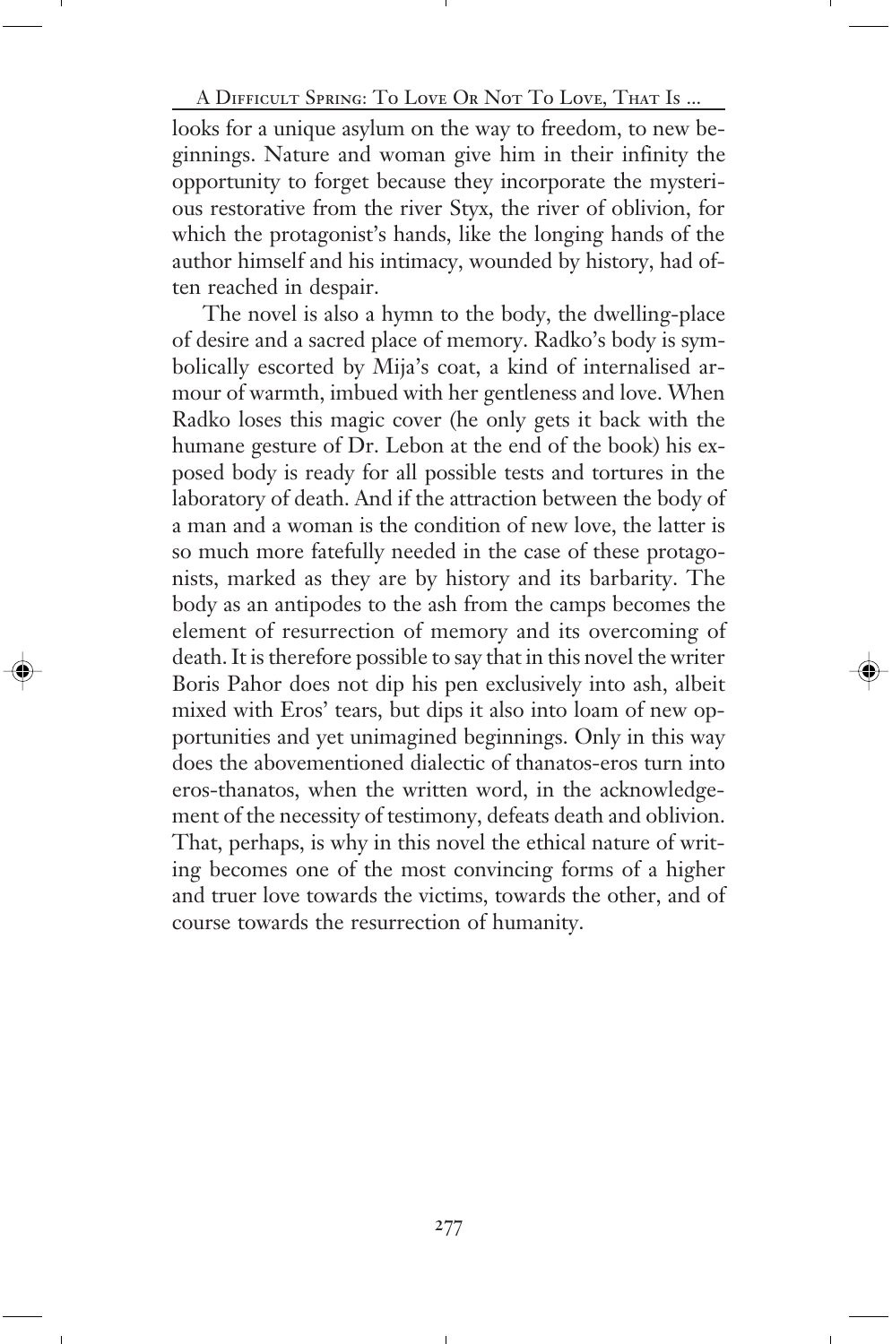looks for a unique asylum on the way to freedom, to new beginnings. Nature and woman give him in their infinity the opportunity to forget because they incorporate the mysterious restorative from the river Styx, the river of oblivion, for which the protagonist's hands, like the longing hands of the author himself and his intimacy, wounded by history, had often reached in despair.

The novel is also a hymn to the body, the dwelling-place of desire and a sacred place of memory. Radko's body is symbolically escorted by Mija's coat, a kind of internalised armour of warmth, imbued with her gentleness and love. When Radko loses this magic cover (he only gets it back with the humane gesture of Dr. Lebon at the end of the book) his exposed body is ready for all possible tests and tortures in the laboratory of death. And if the attraction between the body of a man and a woman is the condition of new love, the latter is so much more fatefully needed in the case of these protagonists, marked as they are by history and its barbarity. The body as an antipodes to the ash from the camps becomes the element of resurrection of memory and its overcoming of death. It is therefore possible to say that in this novel the writer Boris Pahor does not dip his pen exclusively into ash, albeit mixed with Eros' tears, but dips it also into loam of new opportunities and yet unimagined beginnings. Only in this way does the abovementioned dialectic of thanatos-eros turn into eros-thanatos, when the written word, in the acknowledgement of the necessity of testimony, defeats death and oblivion. That, perhaps, is why in this novel the ethical nature of writing becomes one of the most convincing forms of a higher and truer love towards the victims, towards the other, and of course towards the resurrection of humanity.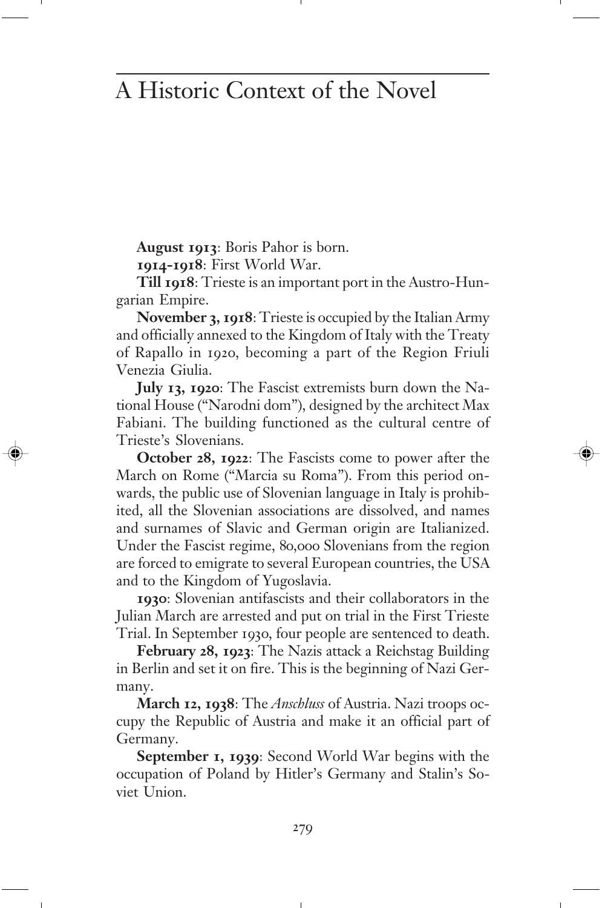# A Historic Context of the Novel

**August 1913**: Boris Pahor is born.

**1914-1918**: First World War.

**Till 1918**: Trieste is an important port in the Austro-Hungarian Empire.

**November 3, 1918**: Trieste is occupied by the Italian Army and officially annexed to the Kingdom of Italy with the Treaty of Rapallo in 1920, becoming a part of the Region Friuli Venezia Giulia.

**July 13, 1920**: The Fascist extremists burn down the National House ("Narodni dom"), designed by the architect Max Fabiani. The building functioned as the cultural centre of Trieste's Slovenians.

**October 28, 1922**: The Fascists come to power after the March on Rome ("Marcia su Roma"). From this period onwards, the public use of Slovenian language in Italy is prohibited, all the Slovenian associations are dissolved, and names and surnames of Slavic and German origin are Italianized. Under the Fascist regime, 80,000 Slovenians from the region are forced to emigrate to several European countries, the USA and to the Kingdom of Yugoslavia.

**1930**: Slovenian antifascists and their collaborators in the Julian March are arrested and put on trial in the First Trieste Trial. In September 1930, four people are sentenced to death.

**February 28, 1923**: The Nazis attack a Reichstag Building in Berlin and set it on fire. This is the beginning of Nazi Germany.

**March 12, 1938**: The *Anschluss* of Austria. Nazi troops occupy the Republic of Austria and make it an official part of Germany.

**September 1, 1939**: Second World War begins with the occupation of Poland by Hitler's Germany and Stalin's Soviet Union.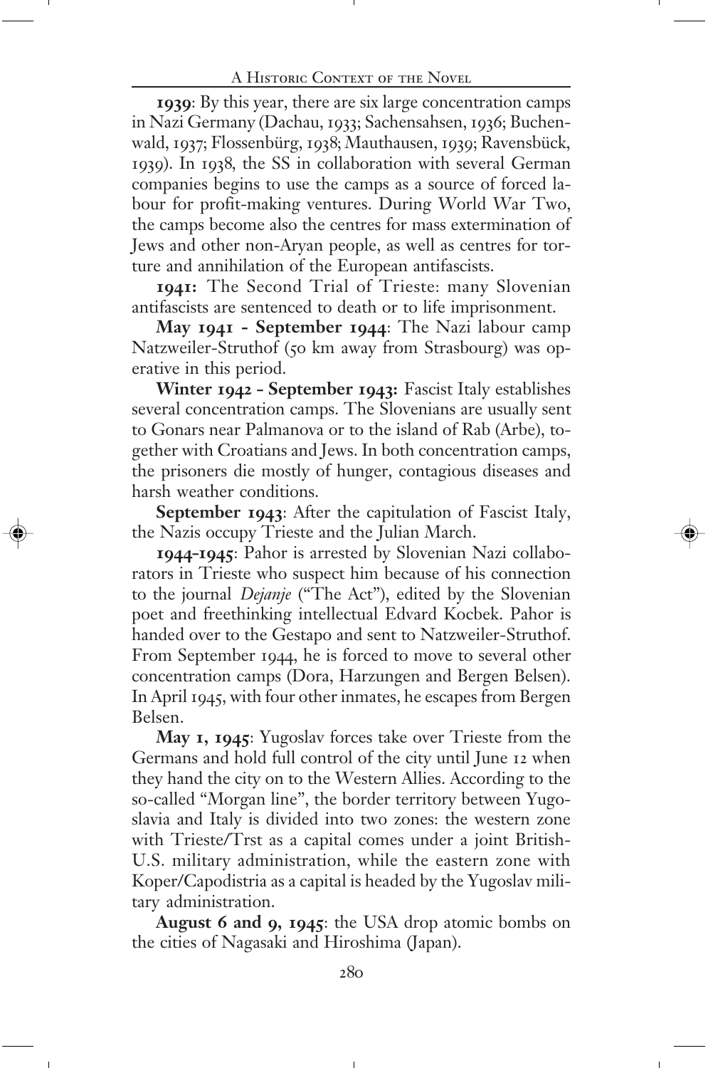**1939**: By this year, there are six large concentration camps in Nazi Germany (Dachau, 1933; Sachensahsen, 1936; Buchenwald, 1937; Flossenbürg, 1938; Mauthausen, 1939; Ravensbück, 1939). In 1938, the SS in collaboration with several German companies begins to use the camps as a source of forced labour for profit-making ventures. During World War Two, the camps become also the centres for mass extermination of Jews and other non-Aryan people, as well as centres for torture and annihilation of the European antifascists.

**1941:** The Second Trial of Trieste: many Slovenian antifascists are sentenced to death or to life imprisonment.

**May 1941 - September 1944**: The Nazi labour camp Natzweiler-Struthof (50 km away from Strasbourg) was operative in this period.

**Winter 1942 - September 1943:** Fascist Italy establishes several concentration camps. The Slovenians are usually sent to Gonars near Palmanova or to the island of Rab (Arbe), together with Croatians and Jews. In both concentration camps, the prisoners die mostly of hunger, contagious diseases and harsh weather conditions.

**September 1943**: After the capitulation of Fascist Italy, the Nazis occupy Trieste and the Julian March.

**1944-1945**: Pahor is arrested by Slovenian Nazi collaborators in Trieste who suspect him because of his connection to the journal *Dejanje* ("The Act"), edited by the Slovenian poet and freethinking intellectual Edvard Kocbek. Pahor is handed over to the Gestapo and sent to Natzweiler-Struthof. From September 1944, he is forced to move to several other concentration camps (Dora, Harzungen and Bergen Belsen). In April 1945, with four other inmates, he escapes from Bergen Belsen.

**May 1, 1945**: Yugoslav forces take over Trieste from the Germans and hold full control of the city until June 12 when they hand the city on to the Western Allies. According to the so-called "Morgan line", the border territory between Yugoslavia and Italy is divided into two zones: the western zone with Trieste/Trst as a capital comes under a joint British-U.S. military administration, while the eastern zone with Koper/Capodistria as a capital is headed by the Yugoslav military administration.

**August 6 and 9, 1945**: the USA drop atomic bombs on the cities of Nagasaki and Hiroshima (Japan).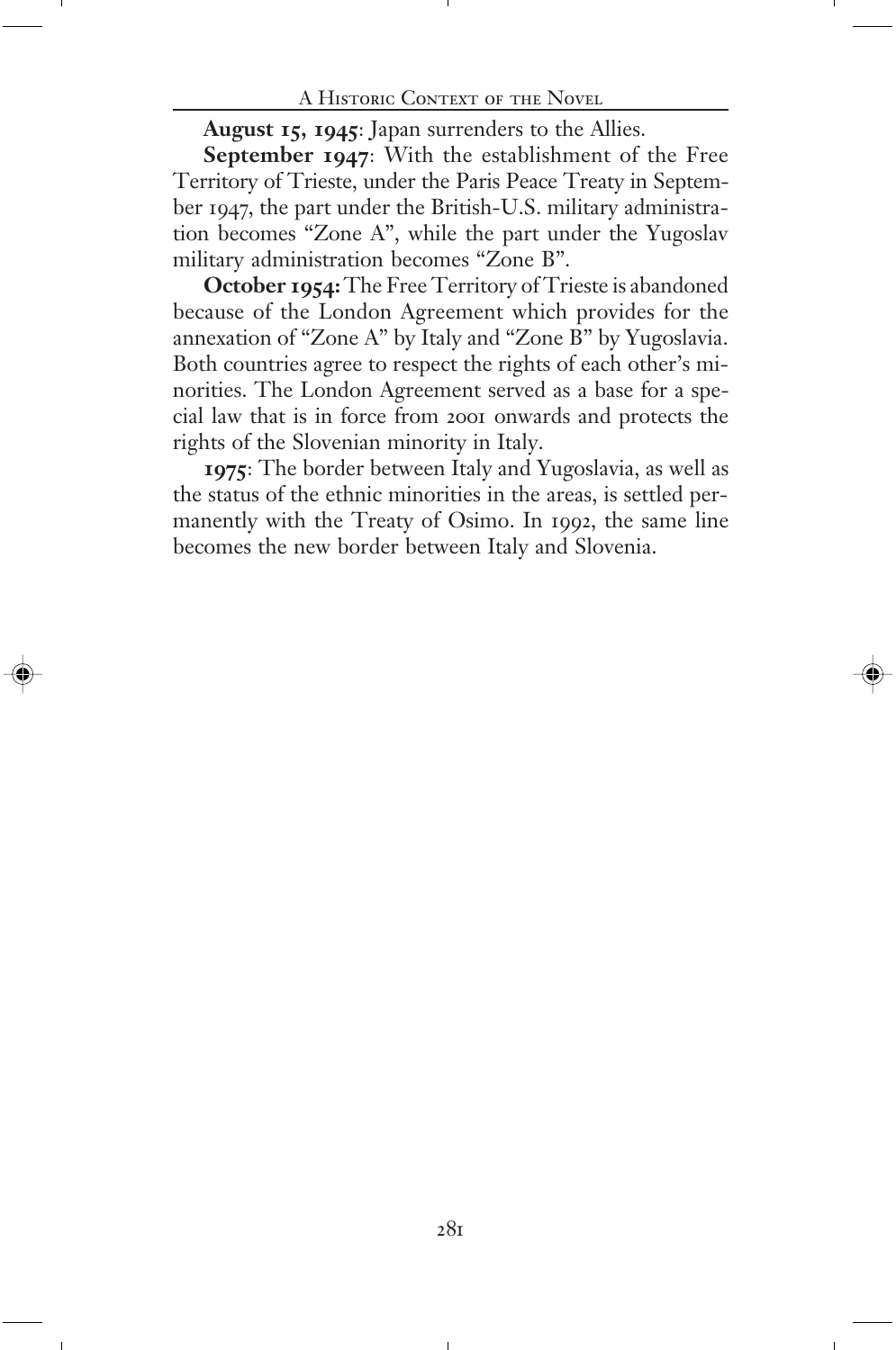**August 15, 1945**: Japan surrenders to the Allies.

**September 1947**: With the establishment of the Free Territory of Trieste, under the Paris Peace Treaty in September 1947, the part under the British-U.S. military administration becomes "Zone A", while the part under the Yugoslav military administration becomes "Zone B".

**October 1954:** The Free Territory of Trieste is abandoned because of the London Agreement which provides for the annexation of "Zone A" by Italy and "Zone B" by Yugoslavia. Both countries agree to respect the rights of each other's minorities. The London Agreement served as a base for a special law that is in force from 2001 onwards and protects the rights of the Slovenian minority in Italy.

**1975**: The border between Italy and Yugoslavia, as well as the status of the ethnic minorities in the areas, is settled permanently with the Treaty of Osimo. In 1992, the same line becomes the new border between Italy and Slovenia.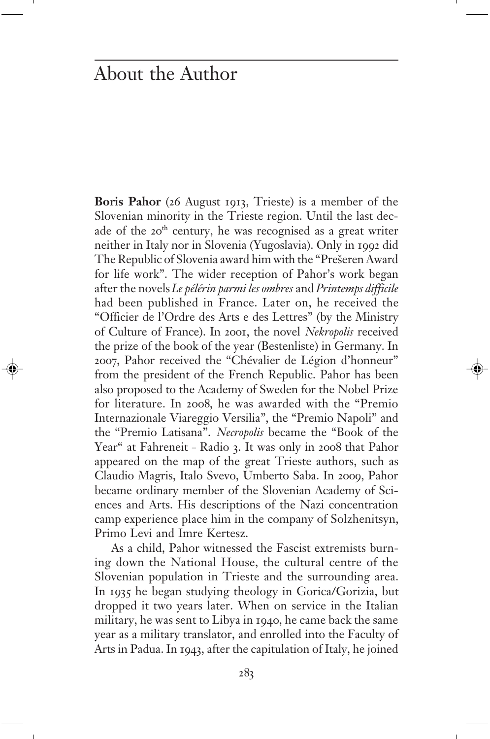# About the Author

**Boris Pahor** (26 August 1913, Trieste) is a member of the Slovenian minority in the Trieste region. Until the last decade of the 20th century, he was recognised as a great writer neither in Italy nor in Slovenia (Yugoslavia). Only in 1992 did The Republic of Slovenia award him with the "Prešeren Award for life work". The wider reception of Pahor's work began after the novels *Le pélérin parmi les ombres* and *Printemps difficile* had been published in France. Later on, he received the "Officier de l'Ordre des Arts e des Lettres" (by the Ministry of Culture of France). In 2001, the novel *Nekropolis* received the prize of the book of the year (Bestenliste) in Germany. In 2007, Pahor received the "Chévalier de Légion d'honneur" from the president of the French Republic. Pahor has been also proposed to the Academy of Sweden for the Nobel Prize for literature. In 2008, he was awarded with the "Premio Internazionale Viareggio Versilia", the "Premio Napoli" and the "Premio Latisana". *Necropolis* became the "Book of the Year" at Fahreneit - Radio 3. It was only in 2008 that Pahor appeared on the map of the great Trieste authors, such as Claudio Magris, Italo Svevo, Umberto Saba. In 2009, Pahor became ordinary member of the Slovenian Academy of Sciences and Arts. His descriptions of the Nazi concentration camp experience place him in the company of Solzhenitsyn, Primo Levi and Imre Kertesz.

As a child, Pahor witnessed the Fascist extremists burning down the National House, the cultural centre of the Slovenian population in Trieste and the surrounding area. In 1935 he began studying theology in Gorica/Gorizia, but dropped it two years later. When on service in the Italian military, he was sent to Libya in 1940, he came back the same year as a military translator, and enrolled into the Faculty of Arts in Padua. In 1943, after the capitulation of Italy, he joined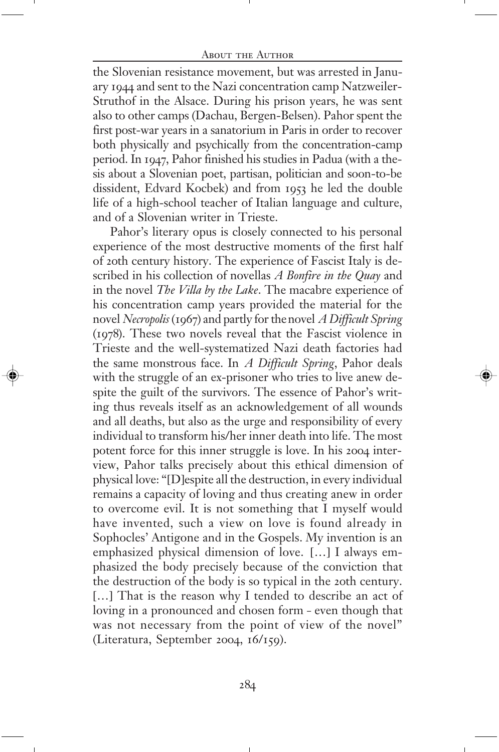the Slovenian resistance movement, but was arrested in January 1944 and sent to the Nazi concentration camp Natzweiler-Struthof in the Alsace. During his prison years, he was sent also to other camps (Dachau, Bergen-Belsen). Pahor spent the first post-war years in a sanatorium in Paris in order to recover both physically and psychically from the concentration-camp period. In 1947, Pahor finished his studies in Padua (with a thesis about a Slovenian poet, partisan, politician and soon-to-be dissident, Edvard Kocbek) and from 1953 he led the double life of a high-school teacher of Italian language and culture, and of a Slovenian writer in Trieste.

Pahor's literary opus is closely connected to his personal experience of the most destructive moments of the first half of 20th century history. The experience of Fascist Italy is described in his collection of novellas *A Bonfire in the Quay* and in the novel *The Villa by the Lake*. The macabre experience of his concentration camp years provided the material for the novel *Necropolis* (1967) and partly for the novel *A Difficult Spring* (1978). These two novels reveal that the Fascist violence in Trieste and the well-systematized Nazi death factories had the same monstrous face. In *A Difficult Spring*, Pahor deals with the struggle of an ex-prisoner who tries to live anew despite the guilt of the survivors. The essence of Pahor's writing thus reveals itself as an acknowledgement of all wounds and all deaths, but also as the urge and responsibility of every individual to transform his/her inner death into life. The most potent force for this inner struggle is love. In his 2004 interview, Pahor talks precisely about this ethical dimension of physical love: "[D]espite all the destruction, in every individual remains a capacity of loving and thus creating anew in order to overcome evil. It is not something that I myself would have invented, such a view on love is found already in Sophocles' Antigone and in the Gospels. My invention is an emphasized physical dimension of love. […] I always emphasized the body precisely because of the conviction that the destruction of the body is so typical in the 20th century. […] That is the reason why I tended to describe an act of loving in a pronounced and chosen form - even though that was not necessary from the point of view of the novel" (Literatura, September 2004, 16/159).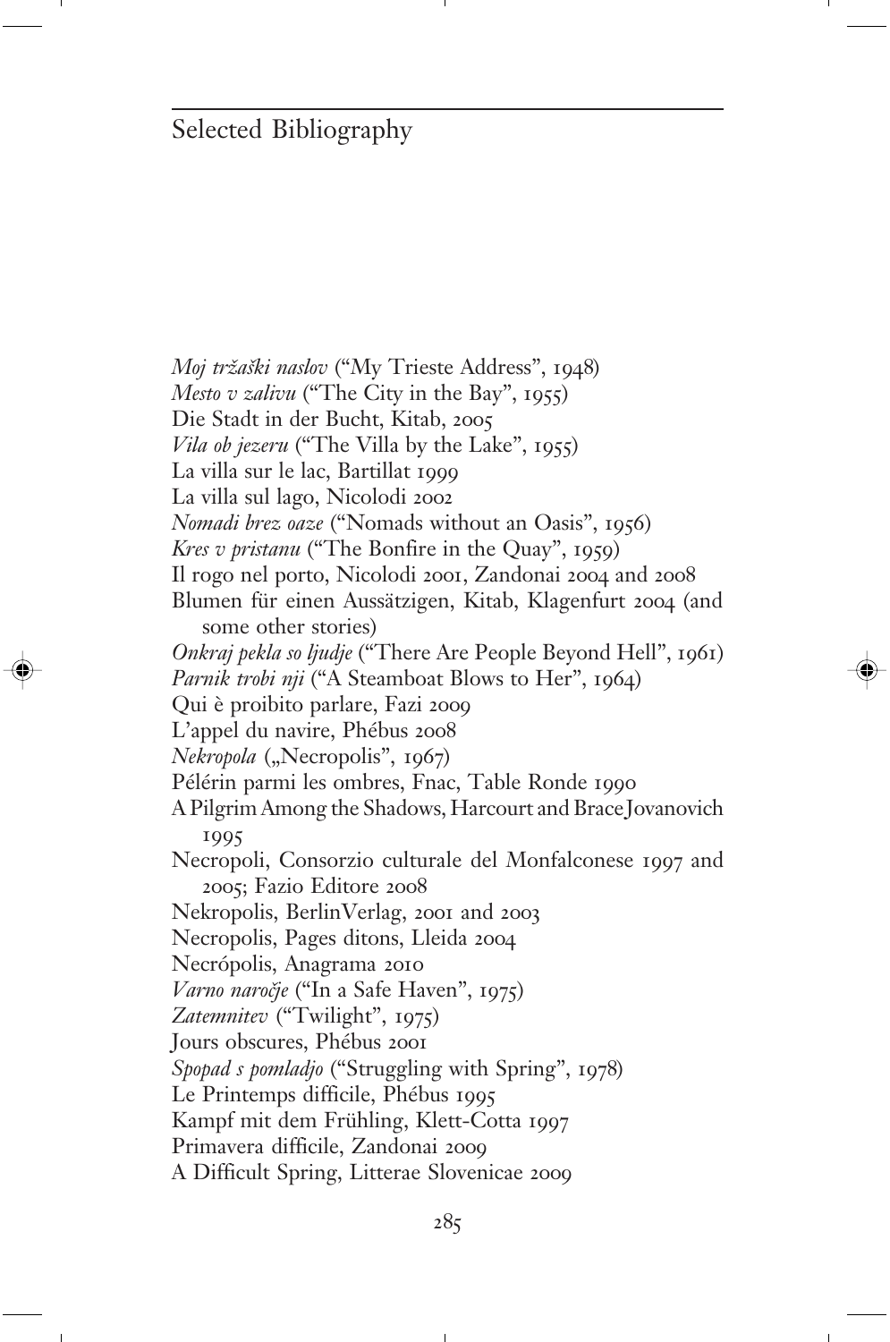# Selected Bibliography

*Moj tržaški naslov* ("My Trieste Address", 1948)
*Mesto v zalivu* ("The City in the Bay", 1955)
Die Stadt in der Bucht, Kitab, 2005
*Vila ob jezeru* ("The Villa by the Lake", 1955)
La villa sur le lac, Bartillat 1999
La villa sul lago, Nicolodi 2002
*Nomadi brez oaze* ("Nomads without an Oasis", 1956)
*Kres v pristanu* ("The Bonfire in the Quay", 1959)
Il rogo nel porto, Nicolodi 2001, Zandonai 2004 and 2008
Blumen für einen Aussätzigen, Kitab, Klagenfurt 2004 (and some other stories)
*Onkraj pekla so ljudje* ("There Are People Beyond Hell", 1961)
*Parnik trobi nji* ("A Steamboat Blows to Her", 1964)
Qui è proibito parlare, Fazi 2009
L'appel du navire, Phébus 2008
*Nekropola* („Necropolis", 1967)
Pélérin parmi les ombres, Fnac, Table Ronde 1990
A Pilgrim Among the Shadows, Harcourt and Brace Jovanovich 1995
Necropoli, Consorzio culturale del Monfalconese 1997 and 2005; Fazio Editore 2008
Nekropolis, BerlinVerlag, 2001 and 2003
Necropolis, Pages ditons, Lleida 2004
Necrópolis, Anagrama 2010
*Varno naročje* ("In a Safe Haven", 1975)
*Zatemnitev* ("Twilight", 1975)
Jours obscures, Phébus 2001
*Spopad s pomladjo* ("Struggling with Spring", 1978)
Le Printemps difficile, Phébus 1995
Kampf mit dem Frühling, Klett-Cotta 1997
Primavera difficile, Zandonai 2009
A Difficult Spring, Litterae Slovenicae 2009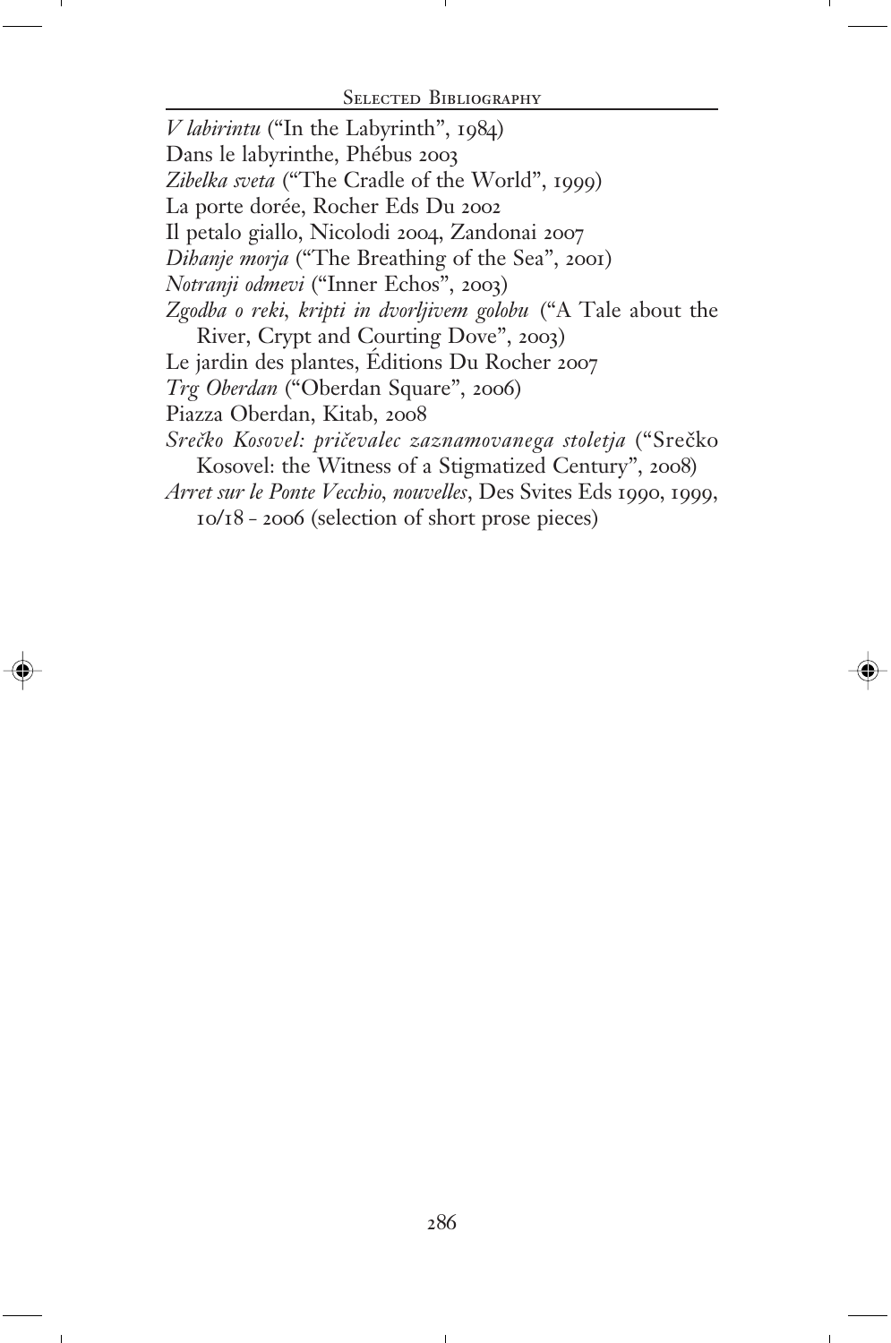*V labirintu* ("In the Labyrinth", 1984)

Dans le labyrinthe, Phébus 2003

*Zibelka sveta* ("The Cradle of the World", 1999)

La porte dorée, Rocher Eds Du 2002

Il petalo giallo, Nicolodi 2004, Zandonai 2007

*Dihanje morja* ("The Breathing of the Sea", 2001)

*Notranji odmevi* ("Inner Echos", 2003)

*Zgodba o reki, kripti in dvorljivem golobu* ("A Tale about the River, Crypt and Courting Dove", 2003)

Le jardin des plantes, Éditions Du Rocher 2007

*Trg Oberdan* ("Oberdan Square", 2006)

Piazza Oberdan, Kitab, 2008

*Srečko Kosovel: pričevalec zaznamovanega stoletja* ("Srečko Kosovel: the Witness of a Stigmatized Century", 2008)

*Arret sur le Ponte Vecchio, nouvelles*, Des Svites Eds 1990, 1999, 10/18 - 2006 (selection of short prose pieces)